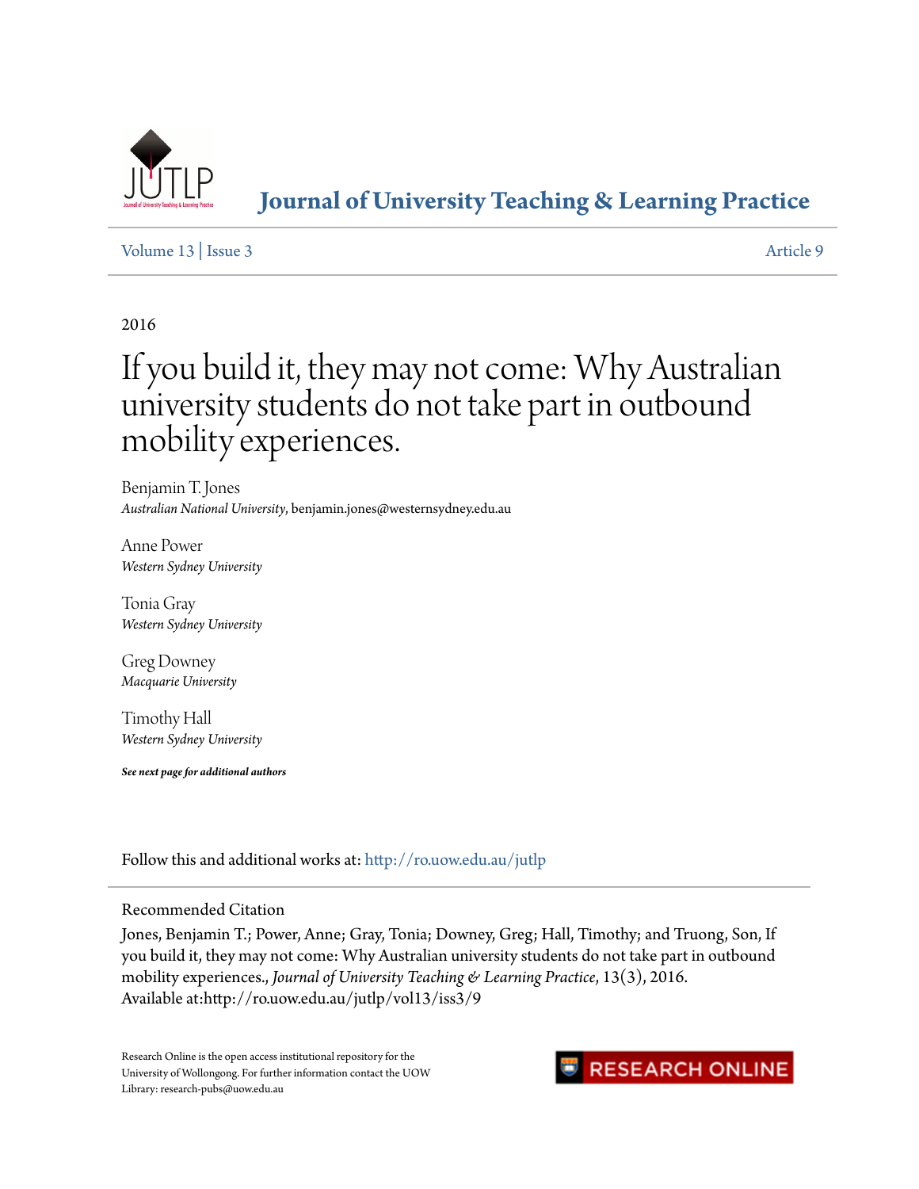# Journal of University Teaching & Learning Practice

Volume 13 | Issue 3 Article 9

2016

# If you build it, they may not come: Why Australian university students do not take part in outbound mobility experiences.

Benjamin T. Jones
*Australian National University*, benjamin.jones@westernsydney.edu.au

Anne Power
*Western Sydney University*

Tonia Gray
*Western Sydney University*

Greg Downey
*Macquarie University*

Timothy Hall
*Western Sydney University*

***See next page for additional authors***

Follow this and additional works at: http://ro.uow.edu.au/jutlp

Recommended Citation

Jones, Benjamin T.; Power, Anne; Gray, Tonia; Downey, Greg; Hall, Timothy; and Truong, Son, If you build it, they may not come: Why Australian university students do not take part in outbound mobility experiences., *Journal of University Teaching & Learning Practice*, 13(3), 2016.
Available at:http://ro.uow.edu.au/jutlp/vol13/iss3/9

Research Online is the open access institutional repository for the University of Wollongong. For further information contact the UOW Library: research-pubs@uow.edu.au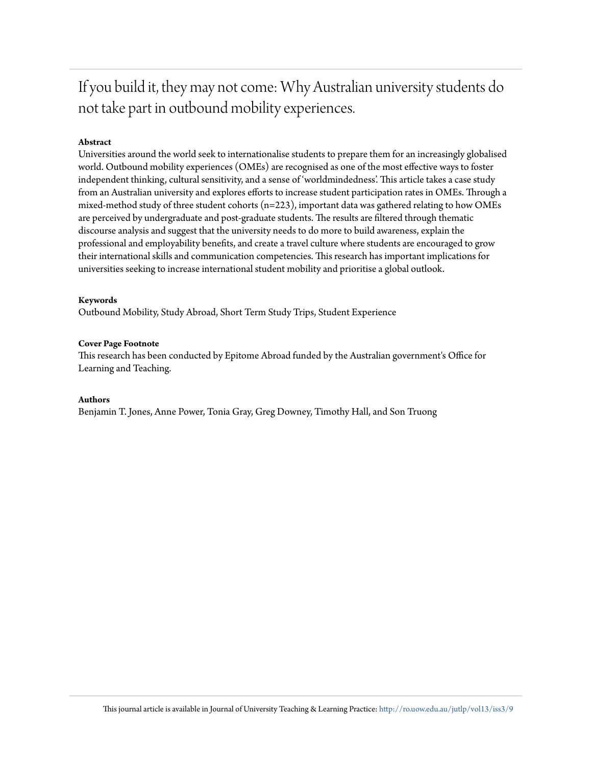# If you build it, they may not come: Why Australian university students do not take part in outbound mobility experiences.

**Abstract**

Universities around the world seek to internationalise students to prepare them for an increasingly globalised world. Outbound mobility experiences (OMEs) are recognised as one of the most effective ways to foster independent thinking, cultural sensitivity, and a sense of 'worldmindedness'. This article takes a case study from an Australian university and explores efforts to increase student participation rates in OMEs. Through a mixed-method study of three student cohorts (n=223), important data was gathered relating to how OMEs are perceived by undergraduate and post-graduate students. The results are filtered through thematic discourse analysis and suggest that the university needs to do more to build awareness, explain the professional and employability benefits, and create a travel culture where students are encouraged to grow their international skills and communication competencies. This research has important implications for universities seeking to increase international student mobility and prioritise a global outlook.

**Keywords**

Outbound Mobility, Study Abroad, Short Term Study Trips, Student Experience

**Cover Page Footnote**

This research has been conducted by Epitome Abroad funded by the Australian government's Office for Learning and Teaching.

**Authors**

Benjamin T. Jones, Anne Power, Tonia Gray, Greg Downey, Timothy Hall, and Son Truong

This journal article is available in Journal of University Teaching & Learning Practice: http://ro.uow.edu.au/jutlp/vol13/iss3/9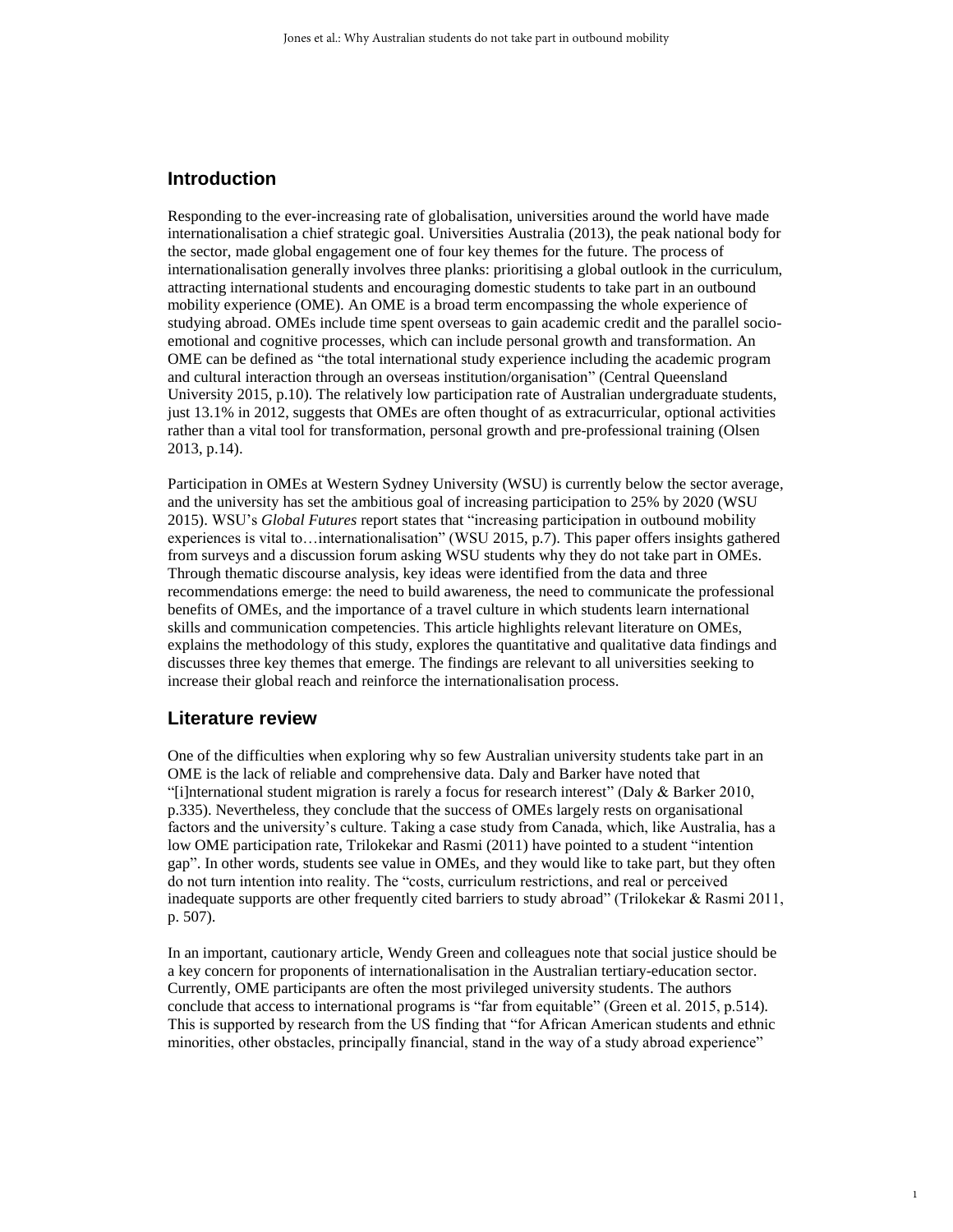## Introduction

Responding to the ever-increasing rate of globalisation, universities around the world have made internationalisation a chief strategic goal. Universities Australia (2013), the peak national body for the sector, made global engagement one of four key themes for the future. The process of internationalisation generally involves three planks: prioritising a global outlook in the curriculum, attracting international students and encouraging domestic students to take part in an outbound mobility experience (OME). An OME is a broad term encompassing the whole experience of studying abroad. OMEs include time spent overseas to gain academic credit and the parallel socio-emotional and cognitive processes, which can include personal growth and transformation. An OME can be defined as "the total international study experience including the academic program and cultural interaction through an overseas institution/organisation" (Central Queensland University 2015, p.10). The relatively low participation rate of Australian undergraduate students, just 13.1% in 2012, suggests that OMEs are often thought of as extracurricular, optional activities rather than a vital tool for transformation, personal growth and pre-professional training (Olsen 2013, p.14).

Participation in OMEs at Western Sydney University (WSU) is currently below the sector average, and the university has set the ambitious goal of increasing participation to 25% by 2020 (WSU 2015). WSU's *Global Futures* report states that "increasing participation in outbound mobility experiences is vital to…internationalisation" (WSU 2015, p.7). This paper offers insights gathered from surveys and a discussion forum asking WSU students why they do not take part in OMEs. Through thematic discourse analysis, key ideas were identified from the data and three recommendations emerge: the need to build awareness, the need to communicate the professional benefits of OMEs, and the importance of a travel culture in which students learn international skills and communication competencies. This article highlights relevant literature on OMEs, explains the methodology of this study, explores the quantitative and qualitative data findings and discusses three key themes that emerge. The findings are relevant to all universities seeking to increase their global reach and reinforce the internationalisation process.

## Literature review

One of the difficulties when exploring why so few Australian university students take part in an OME is the lack of reliable and comprehensive data. Daly and Barker have noted that "[i]nternational student migration is rarely a focus for research interest" (Daly & Barker 2010, p.335). Nevertheless, they conclude that the success of OMEs largely rests on organisational factors and the university's culture. Taking a case study from Canada, which, like Australia, has a low OME participation rate, Trilokekar and Rasmi (2011) have pointed to a student "intention gap". In other words, students see value in OMEs, and they would like to take part, but they often do not turn intention into reality. The "costs, curriculum restrictions, and real or perceived inadequate supports are other frequently cited barriers to study abroad" (Trilokekar & Rasmi 2011, p. 507).

In an important, cautionary article, Wendy Green and colleagues note that social justice should be a key concern for proponents of internationalisation in the Australian tertiary-education sector. Currently, OME participants are often the most privileged university students. The authors conclude that access to international programs is "far from equitable" (Green et al. 2015, p.514). This is supported by research from the US finding that "for African American students and ethnic minorities, other obstacles, principally financial, stand in the way of a study abroad experience"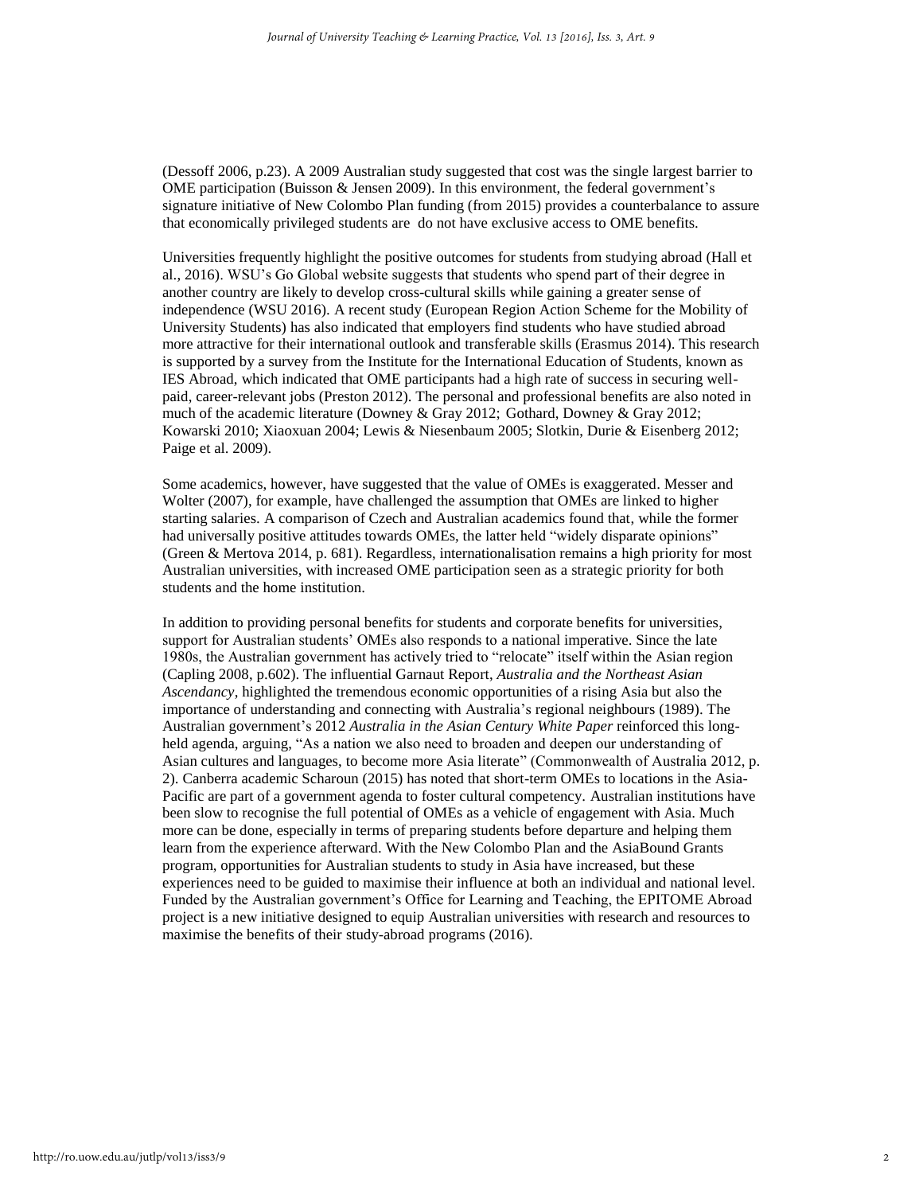(Dessoff 2006, p.23). A 2009 Australian study suggested that cost was the single largest barrier to OME participation (Buisson & Jensen 2009). In this environment, the federal government's signature initiative of New Colombo Plan funding (from 2015) provides a counterbalance to assure that economically privileged students are do not have exclusive access to OME benefits.

Universities frequently highlight the positive outcomes for students from studying abroad (Hall et al., 2016). WSU's Go Global website suggests that students who spend part of their degree in another country are likely to develop cross-cultural skills while gaining a greater sense of independence (WSU 2016). A recent study (European Region Action Scheme for the Mobility of University Students) has also indicated that employers find students who have studied abroad more attractive for their international outlook and transferable skills (Erasmus 2014). This research is supported by a survey from the Institute for the International Education of Students, known as IES Abroad, which indicated that OME participants had a high rate of success in securing well-paid, career-relevant jobs (Preston 2012). The personal and professional benefits are also noted in much of the academic literature (Downey & Gray 2012; Gothard, Downey & Gray 2012; Kowarski 2010; Xiaoxuan 2004; Lewis & Niesenbaum 2005; Slotkin, Durie & Eisenberg 2012; Paige et al. 2009).

Some academics, however, have suggested that the value of OMEs is exaggerated. Messer and Wolter (2007), for example, have challenged the assumption that OMEs are linked to higher starting salaries. A comparison of Czech and Australian academics found that, while the former had universally positive attitudes towards OMEs, the latter held "widely disparate opinions" (Green & Mertova 2014, p. 681). Regardless, internationalisation remains a high priority for most Australian universities, with increased OME participation seen as a strategic priority for both students and the home institution.

In addition to providing personal benefits for students and corporate benefits for universities, support for Australian students' OMEs also responds to a national imperative. Since the late 1980s, the Australian government has actively tried to "relocate" itself within the Asian region (Capling 2008, p.602). The influential Garnaut Report, *Australia and the Northeast Asian Ascendancy*, highlighted the tremendous economic opportunities of a rising Asia but also the importance of understanding and connecting with Australia's regional neighbours (1989). The Australian government's 2012 *Australia in the Asian Century White Paper* reinforced this long-held agenda, arguing, "As a nation we also need to broaden and deepen our understanding of Asian cultures and languages, to become more Asia literate" (Commonwealth of Australia 2012, p. 2). Canberra academic Scharoun (2015) has noted that short-term OMEs to locations in the Asia-Pacific are part of a government agenda to foster cultural competency. Australian institutions have been slow to recognise the full potential of OMEs as a vehicle of engagement with Asia. Much more can be done, especially in terms of preparing students before departure and helping them learn from the experience afterward. With the New Colombo Plan and the AsiaBound Grants program, opportunities for Australian students to study in Asia have increased, but these experiences need to be guided to maximise their influence at both an individual and national level. Funded by the Australian government's Office for Learning and Teaching, the EPITOME Abroad project is a new initiative designed to equip Australian universities with research and resources to maximise the benefits of their study-abroad programs (2016).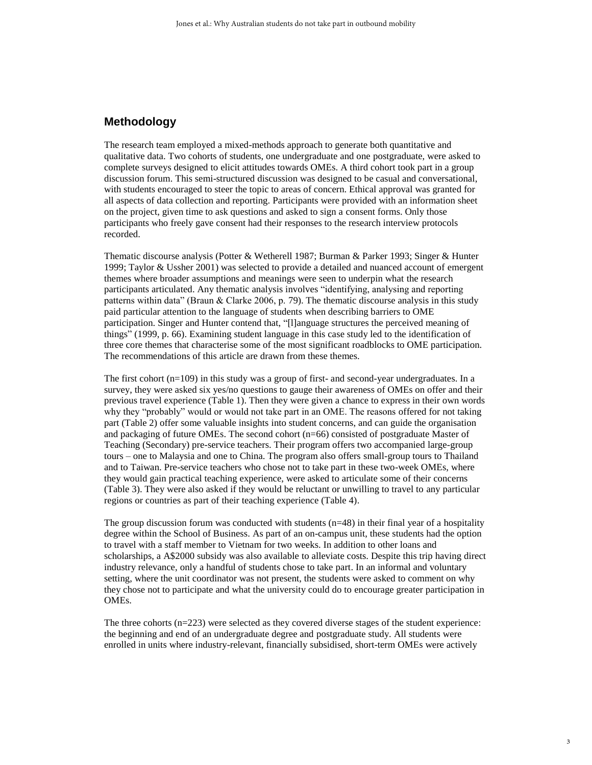## Methodology

The research team employed a mixed-methods approach to generate both quantitative and qualitative data. Two cohorts of students, one undergraduate and one postgraduate, were asked to complete surveys designed to elicit attitudes towards OMEs. A third cohort took part in a group discussion forum. This semi-structured discussion was designed to be casual and conversational, with students encouraged to steer the topic to areas of concern. Ethical approval was granted for all aspects of data collection and reporting. Participants were provided with an information sheet on the project, given time to ask questions and asked to sign a consent forms. Only those participants who freely gave consent had their responses to the research interview protocols recorded.

Thematic discourse analysis (Potter & Wetherell 1987; Burman & Parker 1993; Singer & Hunter 1999; Taylor & Ussher 2001) was selected to provide a detailed and nuanced account of emergent themes where broader assumptions and meanings were seen to underpin what the research participants articulated. Any thematic analysis involves "identifying, analysing and reporting patterns within data" (Braun & Clarke 2006, p. 79). The thematic discourse analysis in this study paid particular attention to the language of students when describing barriers to OME participation. Singer and Hunter contend that, "[l]anguage structures the perceived meaning of things" (1999, p. 66). Examining student language in this case study led to the identification of three core themes that characterise some of the most significant roadblocks to OME participation. The recommendations of this article are drawn from these themes.

The first cohort (n=109) in this study was a group of first- and second-year undergraduates. In a survey, they were asked six yes/no questions to gauge their awareness of OMEs on offer and their previous travel experience (Table 1). Then they were given a chance to express in their own words why they "probably" would or would not take part in an OME. The reasons offered for not taking part (Table 2) offer some valuable insights into student concerns, and can guide the organisation and packaging of future OMEs. The second cohort (n=66) consisted of postgraduate Master of Teaching (Secondary) pre-service teachers. Their program offers two accompanied large-group tours – one to Malaysia and one to China. The program also offers small-group tours to Thailand and to Taiwan. Pre-service teachers who chose not to take part in these two-week OMEs, where they would gain practical teaching experience, were asked to articulate some of their concerns (Table 3). They were also asked if they would be reluctant or unwilling to travel to any particular regions or countries as part of their teaching experience (Table 4).

The group discussion forum was conducted with students (n=48) in their final year of a hospitality degree within the School of Business. As part of an on-campus unit, these students had the option to travel with a staff member to Vietnam for two weeks. In addition to other loans and scholarships, a A$2000 subsidy was also available to alleviate costs. Despite this trip having direct industry relevance, only a handful of students chose to take part. In an informal and voluntary setting, where the unit coordinator was not present, the students were asked to comment on why they chose not to participate and what the university could do to encourage greater participation in OMEs.

The three cohorts (n=223) were selected as they covered diverse stages of the student experience: the beginning and end of an undergraduate degree and postgraduate study. All students were enrolled in units where industry-relevant, financially subsidised, short-term OMEs were actively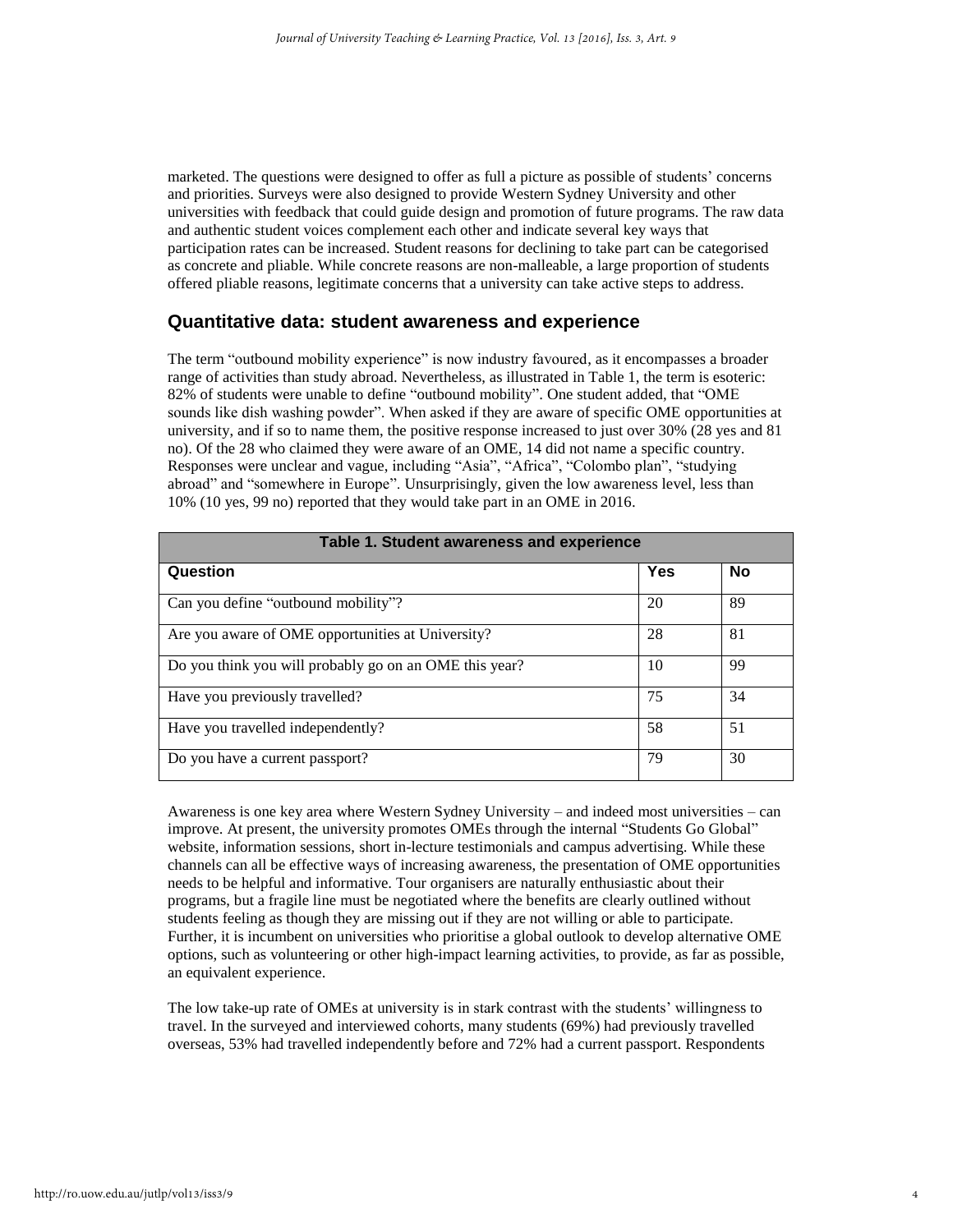marketed. The questions were designed to offer as full a picture as possible of students' concerns and priorities. Surveys were also designed to provide Western Sydney University and other universities with feedback that could guide design and promotion of future programs. The raw data and authentic student voices complement each other and indicate several key ways that participation rates can be increased. Student reasons for declining to take part can be categorised as concrete and pliable. While concrete reasons are non-malleable, a large proportion of students offered pliable reasons, legitimate concerns that a university can take active steps to address.

## Quantitative data: student awareness and experience

The term "outbound mobility experience" is now industry favoured, as it encompasses a broader range of activities than study abroad. Nevertheless, as illustrated in Table 1, the term is esoteric: 82% of students were unable to define "outbound mobility". One student added, that "OME sounds like dish washing powder". When asked if they are aware of specific OME opportunities at university, and if so to name them, the positive response increased to just over 30% (28 yes and 81 no). Of the 28 who claimed they were aware of an OME, 14 did not name a specific country. Responses were unclear and vague, including "Asia", "Africa", "Colombo plan", "studying abroad" and "somewhere in Europe". Unsurprisingly, given the low awareness level, less than 10% (10 yes, 99 no) reported that they would take part in an OME in 2016.

**Table 1. Student awareness and experience**

| Question | Yes | No |
|---|---|---|
| Can you define "outbound mobility"? | 20 | 89 |
| Are you aware of OME opportunities at University? | 28 | 81 |
| Do you think you will probably go on an OME this year? | 10 | 99 |
| Have you previously travelled? | 75 | 34 |
| Have you travelled independently? | 58 | 51 |
| Do you have a current passport? | 79 | 30 |

Awareness is one key area where Western Sydney University – and indeed most universities – can improve. At present, the university promotes OMEs through the internal "Students Go Global" website, information sessions, short in-lecture testimonials and campus advertising. While these channels can all be effective ways of increasing awareness, the presentation of OME opportunities needs to be helpful and informative. Tour organisers are naturally enthusiastic about their programs, but a fragile line must be negotiated where the benefits are clearly outlined without students feeling as though they are missing out if they are not willing or able to participate. Further, it is incumbent on universities who prioritise a global outlook to develop alternative OME options, such as volunteering or other high-impact learning activities, to provide, as far as possible, an equivalent experience.

The low take-up rate of OMEs at university is in stark contrast with the students' willingness to travel. In the surveyed and interviewed cohorts, many students (69%) had previously travelled overseas, 53% had travelled independently before and 72% had a current passport. Respondents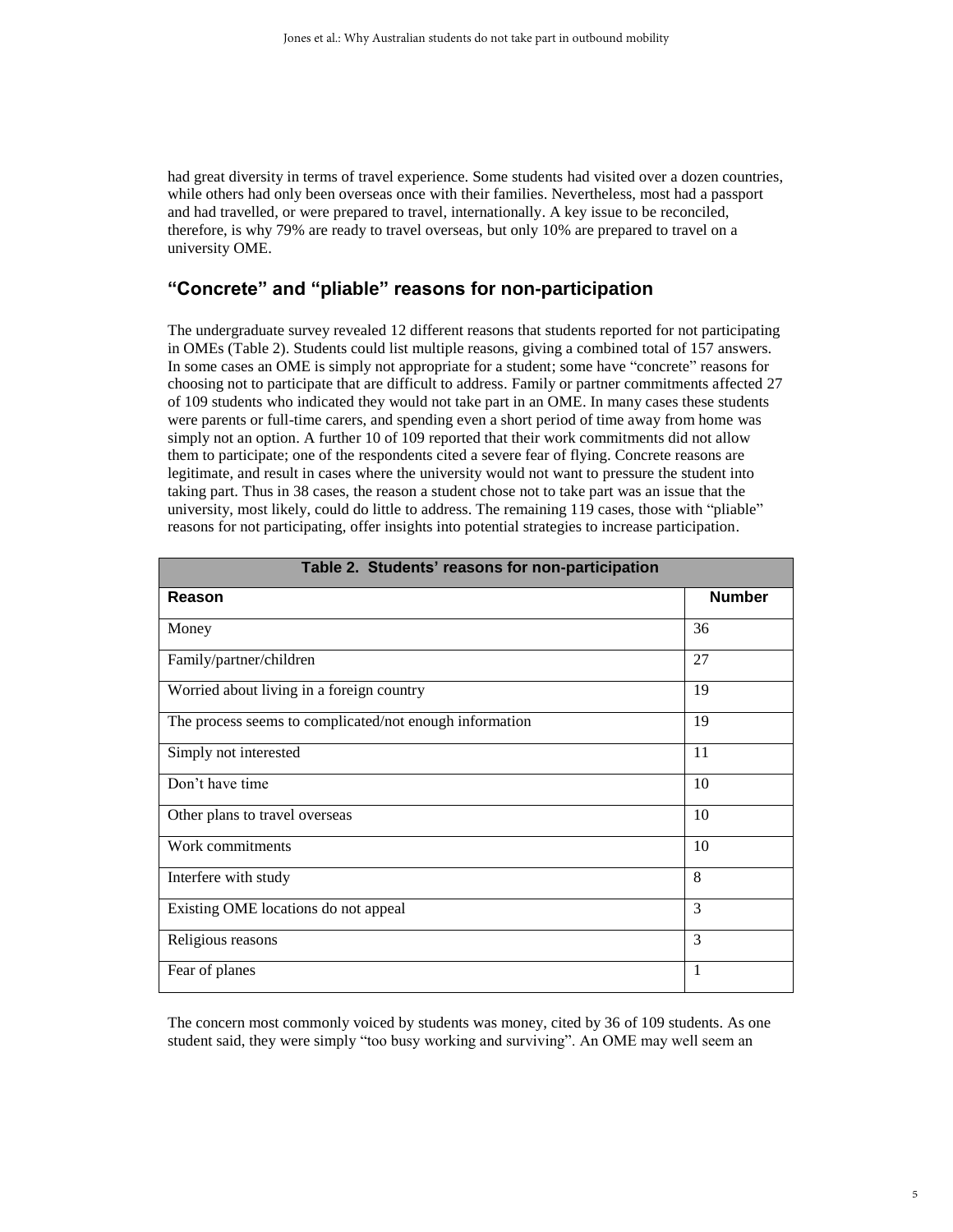had great diversity in terms of travel experience. Some students had visited over a dozen countries, while others had only been overseas once with their families. Nevertheless, most had a passport and had travelled, or were prepared to travel, internationally. A key issue to be reconciled, therefore, is why 79% are ready to travel overseas, but only 10% are prepared to travel on a university OME.

## "Concrete" and "pliable" reasons for non-participation

The undergraduate survey revealed 12 different reasons that students reported for not participating in OMEs (Table 2). Students could list multiple reasons, giving a combined total of 157 answers. In some cases an OME is simply not appropriate for a student; some have "concrete" reasons for choosing not to participate that are difficult to address. Family or partner commitments affected 27 of 109 students who indicated they would not take part in an OME. In many cases these students were parents or full-time carers, and spending even a short period of time away from home was simply not an option. A further 10 of 109 reported that their work commitments did not allow them to participate; one of the respondents cited a severe fear of flying. Concrete reasons are legitimate, and result in cases where the university would not want to pressure the student into taking part. Thus in 38 cases, the reason a student chose not to take part was an issue that the university, most likely, could do little to address. The remaining 119 cases, those with "pliable" reasons for not participating, offer insights into potential strategies to increase participation.

**Table 2. Students' reasons for non-participation**

| Reason | Number |
|---|---|
| Money | 36 |
| Family/partner/children | 27 |
| Worried about living in a foreign country | 19 |
| The process seems to complicated/not enough information | 19 |
| Simply not interested | 11 |
| Don't have time | 10 |
| Other plans to travel overseas | 10 |
| Work commitments | 10 |
| Interfere with study | 8 |
| Existing OME locations do not appeal | 3 |
| Religious reasons | 3 |
| Fear of planes | 1 |

The concern most commonly voiced by students was money, cited by 36 of 109 students. As one student said, they were simply "too busy working and surviving". An OME may well seem an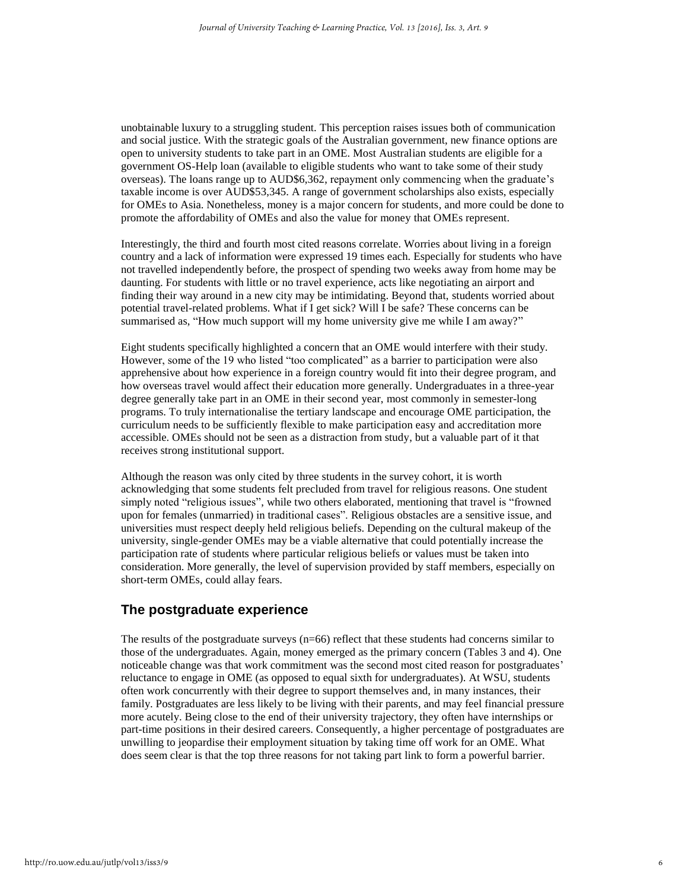unobtainable luxury to a struggling student. This perception raises issues both of communication and social justice. With the strategic goals of the Australian government, new finance options are open to university students to take part in an OME. Most Australian students are eligible for a government OS-Help loan (available to eligible students who want to take some of their study overseas). The loans range up to AUD$6,362, repayment only commencing when the graduate's taxable income is over AUD$53,345. A range of government scholarships also exists, especially for OMEs to Asia. Nonetheless, money is a major concern for students, and more could be done to promote the affordability of OMEs and also the value for money that OMEs represent.

Interestingly, the third and fourth most cited reasons correlate. Worries about living in a foreign country and a lack of information were expressed 19 times each. Especially for students who have not travelled independently before, the prospect of spending two weeks away from home may be daunting. For students with little or no travel experience, acts like negotiating an airport and finding their way around in a new city may be intimidating. Beyond that, students worried about potential travel-related problems. What if I get sick? Will I be safe? These concerns can be summarised as, "How much support will my home university give me while I am away?"

Eight students specifically highlighted a concern that an OME would interfere with their study. However, some of the 19 who listed "too complicated" as a barrier to participation were also apprehensive about how experience in a foreign country would fit into their degree program, and how overseas travel would affect their education more generally. Undergraduates in a three-year degree generally take part in an OME in their second year, most commonly in semester-long programs. To truly internationalise the tertiary landscape and encourage OME participation, the curriculum needs to be sufficiently flexible to make participation easy and accreditation more accessible. OMEs should not be seen as a distraction from study, but a valuable part of it that receives strong institutional support.

Although the reason was only cited by three students in the survey cohort, it is worth acknowledging that some students felt precluded from travel for religious reasons. One student simply noted "religious issues", while two others elaborated, mentioning that travel is "frowned upon for females (unmarried) in traditional cases". Religious obstacles are a sensitive issue, and universities must respect deeply held religious beliefs. Depending on the cultural makeup of the university, single-gender OMEs may be a viable alternative that could potentially increase the participation rate of students where particular religious beliefs or values must be taken into consideration. More generally, the level of supervision provided by staff members, especially on short-term OMEs, could allay fears.

## The postgraduate experience

The results of the postgraduate surveys (n=66) reflect that these students had concerns similar to those of the undergraduates. Again, money emerged as the primary concern (Tables 3 and 4). One noticeable change was that work commitment was the second most cited reason for postgraduates' reluctance to engage in OME (as opposed to equal sixth for undergraduates). At WSU, students often work concurrently with their degree to support themselves and, in many instances, their family. Postgraduates are less likely to be living with their parents, and may feel financial pressure more acutely. Being close to the end of their university trajectory, they often have internships or part-time positions in their desired careers. Consequently, a higher percentage of postgraduates are unwilling to jeopardise their employment situation by taking time off work for an OME. What does seem clear is that the top three reasons for not taking part link to form a powerful barrier.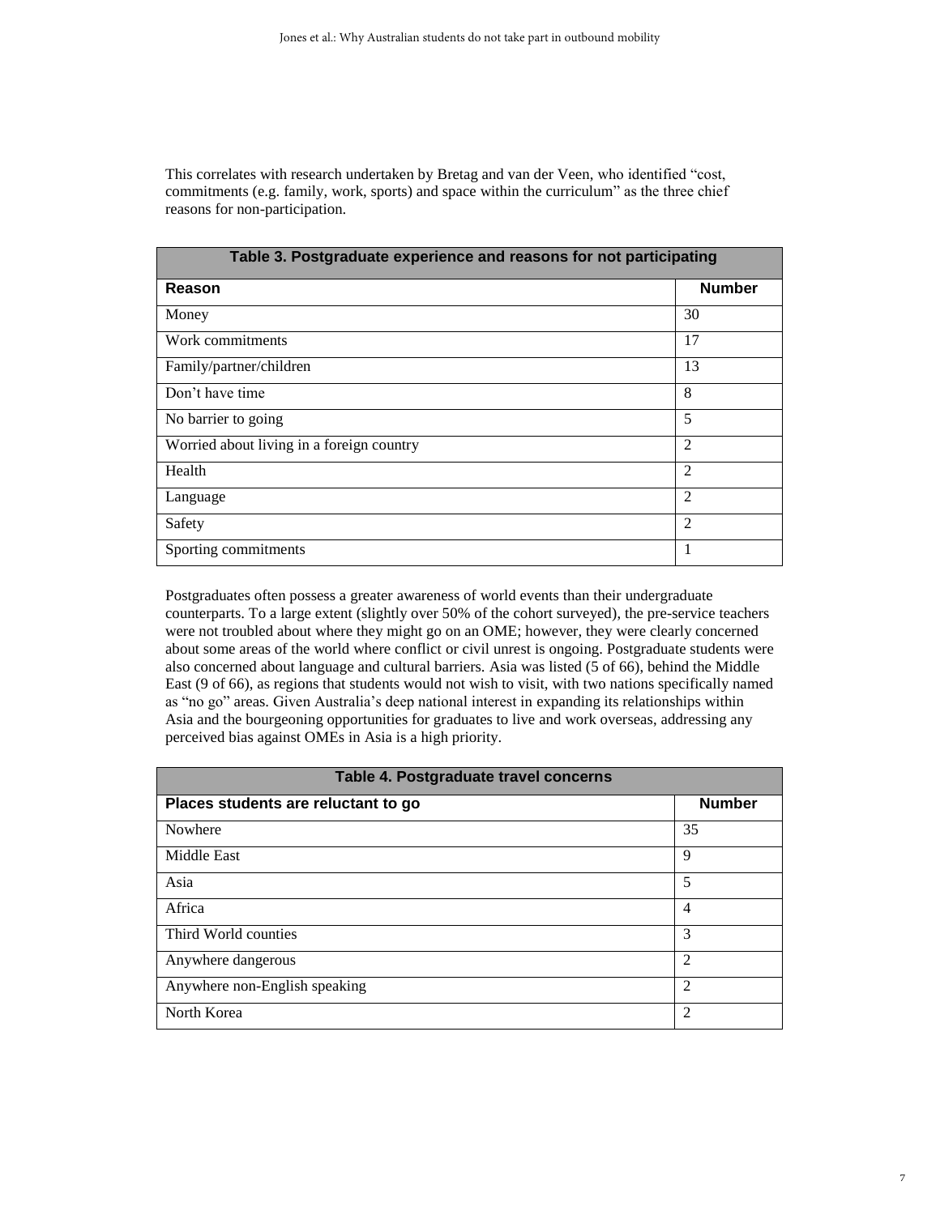This correlates with research undertaken by Bretag and van der Veen, who identified “cost, commitments (e.g. family, work, sports) and space within the curriculum” as the three chief reasons for non-participation.

| Table 3. Postgraduate experience and reasons for not participating | |
|---|---|
| **Reason** | **Number** |
| Money | 30 |
| Work commitments | 17 |
| Family/partner/children | 13 |
| Don’t have time | 8 |
| No barrier to going | 5 |
| Worried about living in a foreign country | 2 |
| Health | 2 |
| Language | 2 |
| Safety | 2 |
| Sporting commitments | 1 |

Postgraduates often possess a greater awareness of world events than their undergraduate counterparts. To a large extent (slightly over 50% of the cohort surveyed), the pre-service teachers were not troubled about where they might go on an OME; however, they were clearly concerned about some areas of the world where conflict or civil unrest is ongoing. Postgraduate students were also concerned about language and cultural barriers. Asia was listed (5 of 66), behind the Middle East (9 of 66), as regions that students would not wish to visit, with two nations specifically named as “no go” areas. Given Australia’s deep national interest in expanding its relationships within Asia and the bourgeoning opportunities for graduates to live and work overseas, addressing any perceived bias against OMEs in Asia is a high priority.

| Table 4. Postgraduate travel concerns | |
|---|---|
| **Places students are reluctant to go** | **Number** |
| Nowhere | 35 |
| Middle East | 9 |
| Asia | 5 |
| Africa | 4 |
| Third World counties | 3 |
| Anywhere dangerous | 2 |
| Anywhere non-English speaking | 2 |
| North Korea | 2 |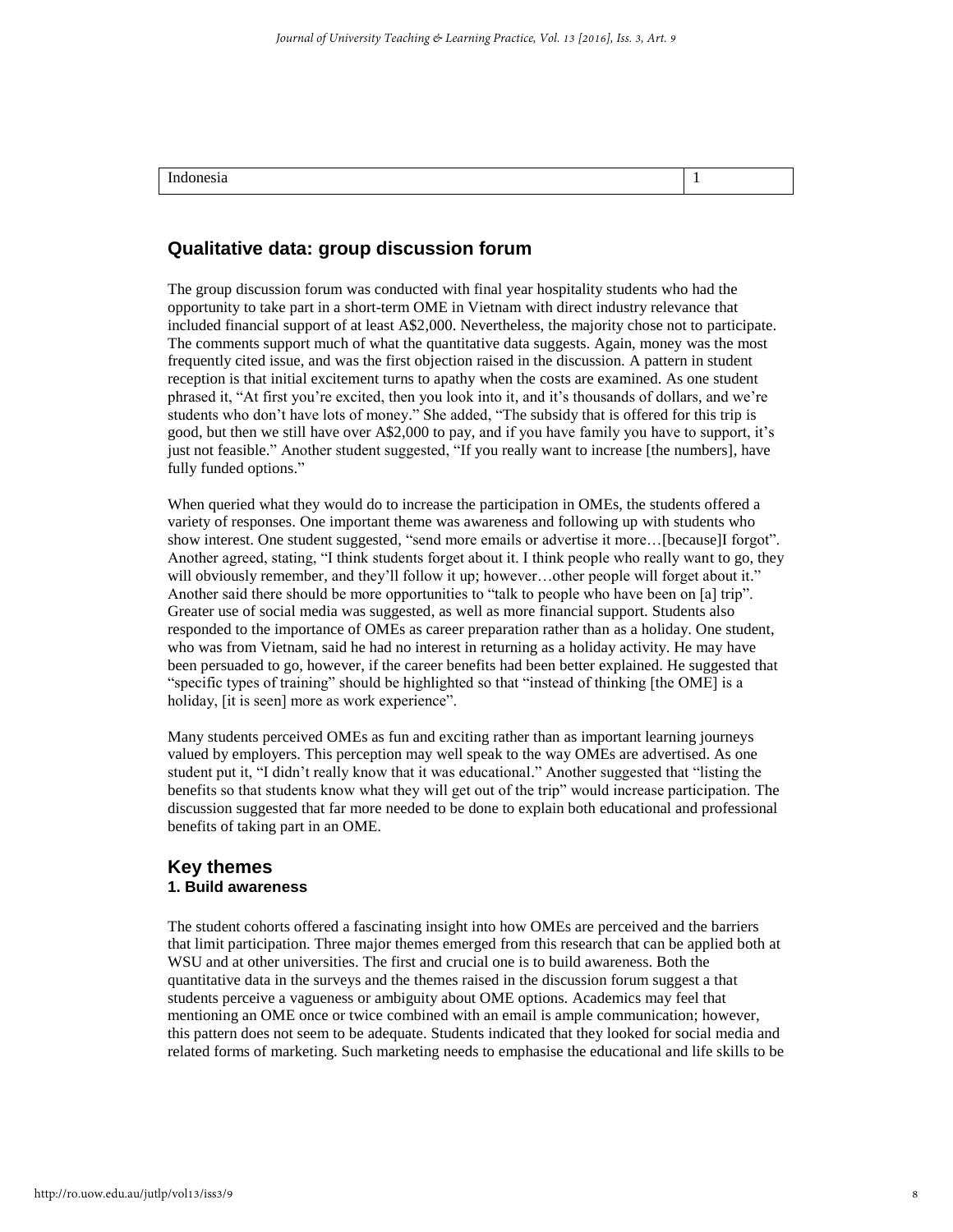| Indonesia | 1 |
| --- | --- |

## Qualitative data: group discussion forum

The group discussion forum was conducted with final year hospitality students who had the opportunity to take part in a short-term OME in Vietnam with direct industry relevance that included financial support of at least A$2,000. Nevertheless, the majority chose not to participate. The comments support much of what the quantitative data suggests. Again, money was the most frequently cited issue, and was the first objection raised in the discussion. A pattern in student reception is that initial excitement turns to apathy when the costs are examined. As one student phrased it, "At first you're excited, then you look into it, and it's thousands of dollars, and we're students who don't have lots of money." She added, "The subsidy that is offered for this trip is good, but then we still have over A$2,000 to pay, and if you have family you have to support, it's just not feasible." Another student suggested, "If you really want to increase [the numbers], have fully funded options."

When queried what they would do to increase the participation in OMEs, the students offered a variety of responses. One important theme was awareness and following up with students who show interest. One student suggested, "send more emails or advertise it more…[because]I forgot". Another agreed, stating, "I think students forget about it. I think people who really want to go, they will obviously remember, and they'll follow it up; however…other people will forget about it." Another said there should be more opportunities to "talk to people who have been on [a] trip". Greater use of social media was suggested, as well as more financial support. Students also responded to the importance of OMEs as career preparation rather than as a holiday. One student, who was from Vietnam, said he had no interest in returning as a holiday activity. He may have been persuaded to go, however, if the career benefits had been better explained. He suggested that "specific types of training" should be highlighted so that "instead of thinking [the OME] is a holiday, [it is seen] more as work experience".

Many students perceived OMEs as fun and exciting rather than as important learning journeys valued by employers. This perception may well speak to the way OMEs are advertised. As one student put it, "I didn't really know that it was educational." Another suggested that "listing the benefits so that students know what they will get out of the trip" would increase participation. The discussion suggested that far more needed to be done to explain both educational and professional benefits of taking part in an OME.

## Key themes

### 1. Build awareness

The student cohorts offered a fascinating insight into how OMEs are perceived and the barriers that limit participation. Three major themes emerged from this research that can be applied both at WSU and at other universities. The first and crucial one is to build awareness. Both the quantitative data in the surveys and the themes raised in the discussion forum suggest a that students perceive a vagueness or ambiguity about OME options. Academics may feel that mentioning an OME once or twice combined with an email is ample communication; however, this pattern does not seem to be adequate. Students indicated that they looked for social media and related forms of marketing. Such marketing needs to emphasise the educational and life skills to be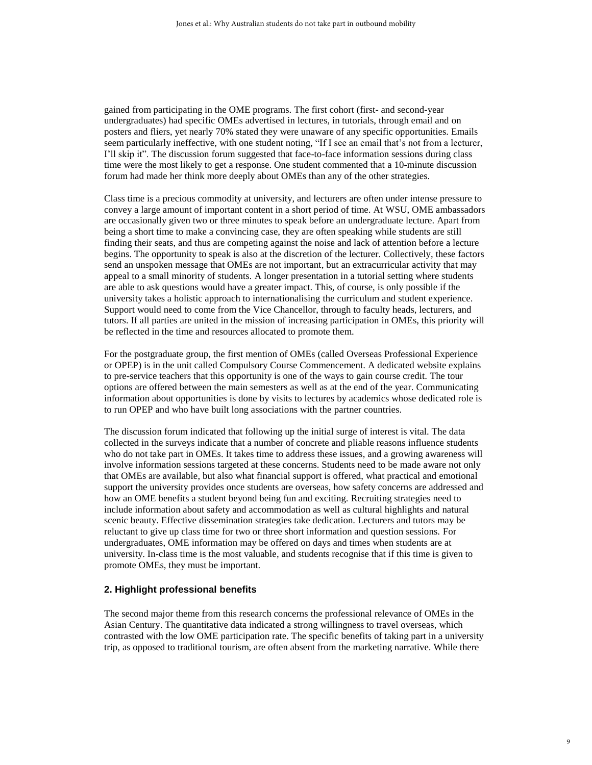gained from participating in the OME programs. The first cohort (first- and second-year undergraduates) had specific OMEs advertised in lectures, in tutorials, through email and on posters and fliers, yet nearly 70% stated they were unaware of any specific opportunities. Emails seem particularly ineffective, with one student noting, "If I see an email that's not from a lecturer, I'll skip it". The discussion forum suggested that face-to-face information sessions during class time were the most likely to get a response. One student commented that a 10-minute discussion forum had made her think more deeply about OMEs than any of the other strategies.

Class time is a precious commodity at university, and lecturers are often under intense pressure to convey a large amount of important content in a short period of time. At WSU, OME ambassadors are occasionally given two or three minutes to speak before an undergraduate lecture. Apart from being a short time to make a convincing case, they are often speaking while students are still finding their seats, and thus are competing against the noise and lack of attention before a lecture begins. The opportunity to speak is also at the discretion of the lecturer. Collectively, these factors send an unspoken message that OMEs are not important, but an extracurricular activity that may appeal to a small minority of students. A longer presentation in a tutorial setting where students are able to ask questions would have a greater impact. This, of course, is only possible if the university takes a holistic approach to internationalising the curriculum and student experience. Support would need to come from the Vice Chancellor, through to faculty heads, lecturers, and tutors. If all parties are united in the mission of increasing participation in OMEs, this priority will be reflected in the time and resources allocated to promote them.

For the postgraduate group, the first mention of OMEs (called Overseas Professional Experience or OPEP) is in the unit called Compulsory Course Commencement. A dedicated website explains to pre-service teachers that this opportunity is one of the ways to gain course credit. The tour options are offered between the main semesters as well as at the end of the year. Communicating information about opportunities is done by visits to lectures by academics whose dedicated role is to run OPEP and who have built long associations with the partner countries.

The discussion forum indicated that following up the initial surge of interest is vital. The data collected in the surveys indicate that a number of concrete and pliable reasons influence students who do not take part in OMEs. It takes time to address these issues, and a growing awareness will involve information sessions targeted at these concerns. Students need to be made aware not only that OMEs are available, but also what financial support is offered, what practical and emotional support the university provides once students are overseas, how safety concerns are addressed and how an OME benefits a student beyond being fun and exciting. Recruiting strategies need to include information about safety and accommodation as well as cultural highlights and natural scenic beauty. Effective dissemination strategies take dedication. Lecturers and tutors may be reluctant to give up class time for two or three short information and question sessions. For undergraduates, OME information may be offered on days and times when students are at university. In-class time is the most valuable, and students recognise that if this time is given to promote OMEs, they must be important.

### 2. Highlight professional benefits

The second major theme from this research concerns the professional relevance of OMEs in the Asian Century. The quantitative data indicated a strong willingness to travel overseas, which contrasted with the low OME participation rate. The specific benefits of taking part in a university trip, as opposed to traditional tourism, are often absent from the marketing narrative. While there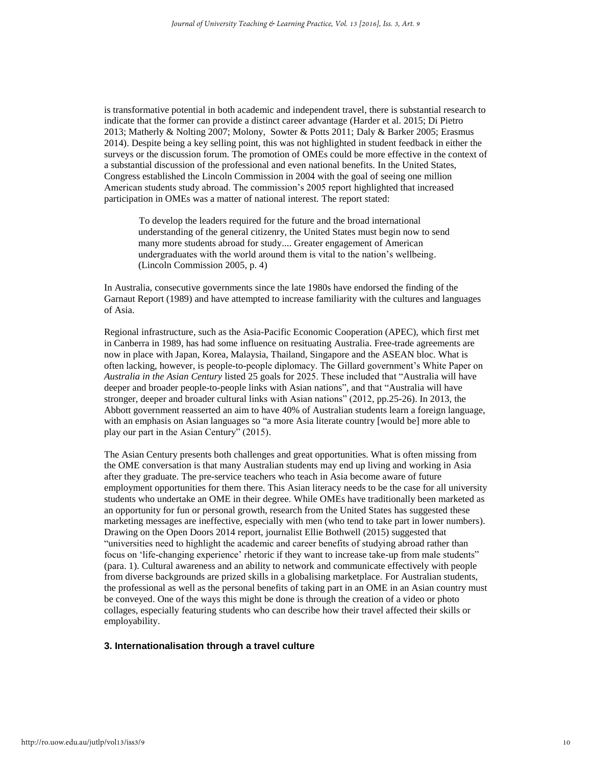is transformative potential in both academic and independent travel, there is substantial research to indicate that the former can provide a distinct career advantage (Harder et al. 2015; Di Pietro 2013; Matherly & Nolting 2007; Molony, Sowter & Potts 2011; Daly & Barker 2005; Erasmus 2014). Despite being a key selling point, this was not highlighted in student feedback in either the surveys or the discussion forum. The promotion of OMEs could be more effective in the context of a substantial discussion of the professional and even national benefits. In the United States, Congress established the Lincoln Commission in 2004 with the goal of seeing one million American students study abroad. The commission's 2005 report highlighted that increased participation in OMEs was a matter of national interest. The report stated:

> To develop the leaders required for the future and the broad international understanding of the general citizenry, the United States must begin now to send many more students abroad for study.... Greater engagement of American undergraduates with the world around them is vital to the nation's wellbeing. (Lincoln Commission 2005, p. 4)

In Australia, consecutive governments since the late 1980s have endorsed the finding of the Garnaut Report (1989) and have attempted to increase familiarity with the cultures and languages of Asia.

Regional infrastructure, such as the Asia-Pacific Economic Cooperation (APEC), which first met in Canberra in 1989, has had some influence on resituating Australia. Free-trade agreements are now in place with Japan, Korea, Malaysia, Thailand, Singapore and the ASEAN bloc. What is often lacking, however, is people-to-people diplomacy. The Gillard government's White Paper on *Australia in the Asian Century* listed 25 goals for 2025. These included that "Australia will have deeper and broader people-to-people links with Asian nations", and that "Australia will have stronger, deeper and broader cultural links with Asian nations" (2012, pp.25-26). In 2013, the Abbott government reasserted an aim to have 40% of Australian students learn a foreign language, with an emphasis on Asian languages so "a more Asia literate country [would be] more able to play our part in the Asian Century" (2015).

The Asian Century presents both challenges and great opportunities. What is often missing from the OME conversation is that many Australian students may end up living and working in Asia after they graduate. The pre-service teachers who teach in Asia become aware of future employment opportunities for them there. This Asian literacy needs to be the case for all university students who undertake an OME in their degree. While OMEs have traditionally been marketed as an opportunity for fun or personal growth, research from the United States has suggested these marketing messages are ineffective, especially with men (who tend to take part in lower numbers). Drawing on the Open Doors 2014 report, journalist Ellie Bothwell (2015) suggested that "universities need to highlight the academic and career benefits of studying abroad rather than focus on 'life-changing experience' rhetoric if they want to increase take-up from male students" (para. 1). Cultural awareness and an ability to network and communicate effectively with people from diverse backgrounds are prized skills in a globalising marketplace. For Australian students, the professional as well as the personal benefits of taking part in an OME in an Asian country must be conveyed. One of the ways this might be done is through the creation of a video or photo collages, especially featuring students who can describe how their travel affected their skills or employability.

### 3. Internationalisation through a travel culture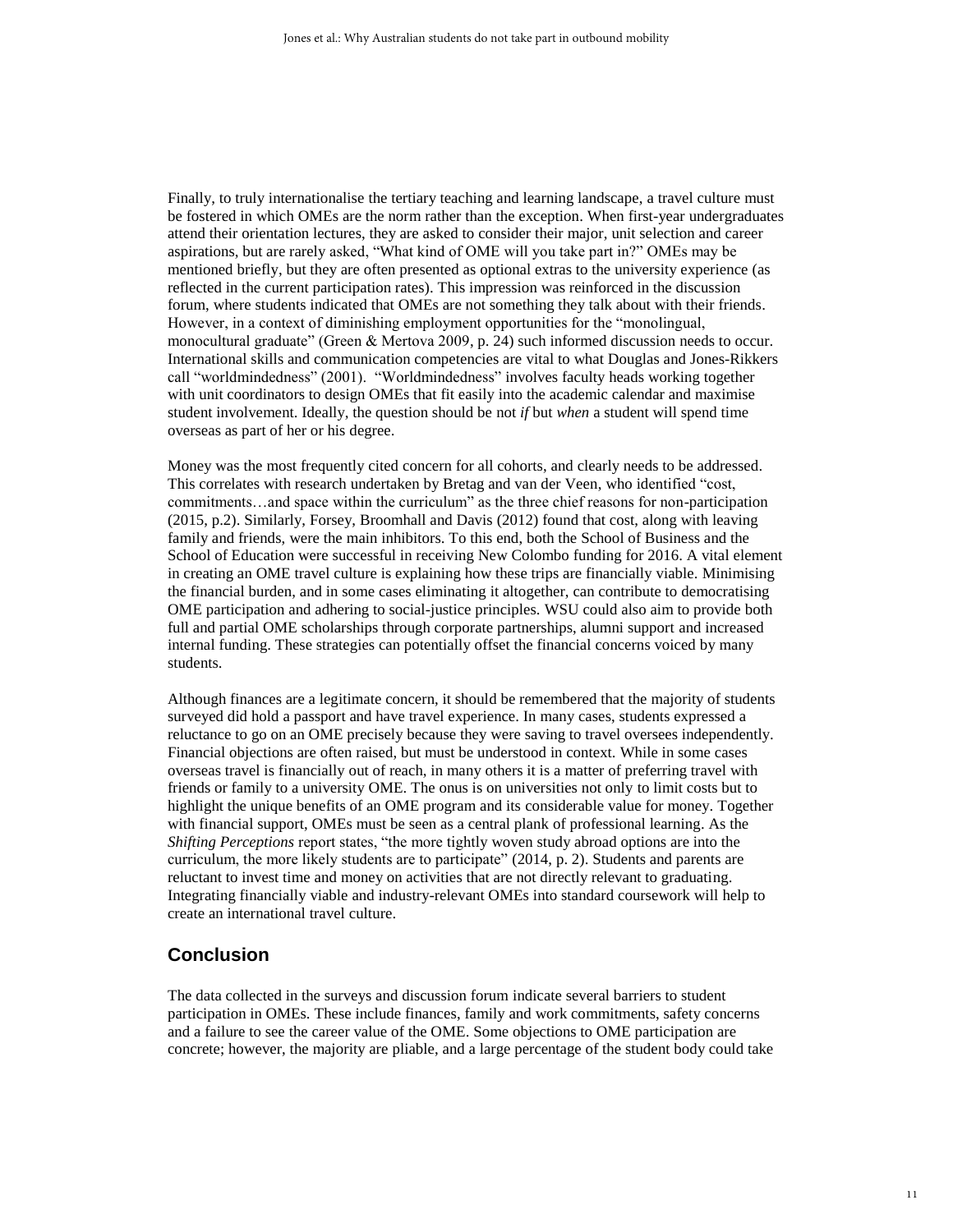Finally, to truly internationalise the tertiary teaching and learning landscape, a travel culture must be fostered in which OMEs are the norm rather than the exception. When first-year undergraduates attend their orientation lectures, they are asked to consider their major, unit selection and career aspirations, but are rarely asked, "What kind of OME will you take part in?" OMEs may be mentioned briefly, but they are often presented as optional extras to the university experience (as reflected in the current participation rates). This impression was reinforced in the discussion forum, where students indicated that OMEs are not something they talk about with their friends. However, in a context of diminishing employment opportunities for the "monolingual, monocultural graduate" (Green & Mertova 2009, p. 24) such informed discussion needs to occur. International skills and communication competencies are vital to what Douglas and Jones-Rikkers call "worldmindedness" (2001). "Worldmindedness" involves faculty heads working together with unit coordinators to design OMEs that fit easily into the academic calendar and maximise student involvement. Ideally, the question should be not *if* but *when* a student will spend time overseas as part of her or his degree.

Money was the most frequently cited concern for all cohorts, and clearly needs to be addressed. This correlates with research undertaken by Bretag and van der Veen, who identified "cost, commitments…and space within the curriculum" as the three chief reasons for non-participation (2015, p.2). Similarly, Forsey, Broomhall and Davis (2012) found that cost, along with leaving family and friends, were the main inhibitors. To this end, both the School of Business and the School of Education were successful in receiving New Colombo funding for 2016. A vital element in creating an OME travel culture is explaining how these trips are financially viable. Minimising the financial burden, and in some cases eliminating it altogether, can contribute to democratising OME participation and adhering to social-justice principles. WSU could also aim to provide both full and partial OME scholarships through corporate partnerships, alumni support and increased internal funding. These strategies can potentially offset the financial concerns voiced by many students.

Although finances are a legitimate concern, it should be remembered that the majority of students surveyed did hold a passport and have travel experience. In many cases, students expressed a reluctance to go on an OME precisely because they were saving to travel oversees independently. Financial objections are often raised, but must be understood in context. While in some cases overseas travel is financially out of reach, in many others it is a matter of preferring travel with friends or family to a university OME. The onus is on universities not only to limit costs but to highlight the unique benefits of an OME program and its considerable value for money. Together with financial support, OMEs must be seen as a central plank of professional learning. As the *Shifting Perceptions* report states, "the more tightly woven study abroad options are into the curriculum, the more likely students are to participate" (2014, p. 2). Students and parents are reluctant to invest time and money on activities that are not directly relevant to graduating. Integrating financially viable and industry-relevant OMEs into standard coursework will help to create an international travel culture.

## Conclusion

The data collected in the surveys and discussion forum indicate several barriers to student participation in OMEs. These include finances, family and work commitments, safety concerns and a failure to see the career value of the OME. Some objections to OME participation are concrete; however, the majority are pliable, and a large percentage of the student body could take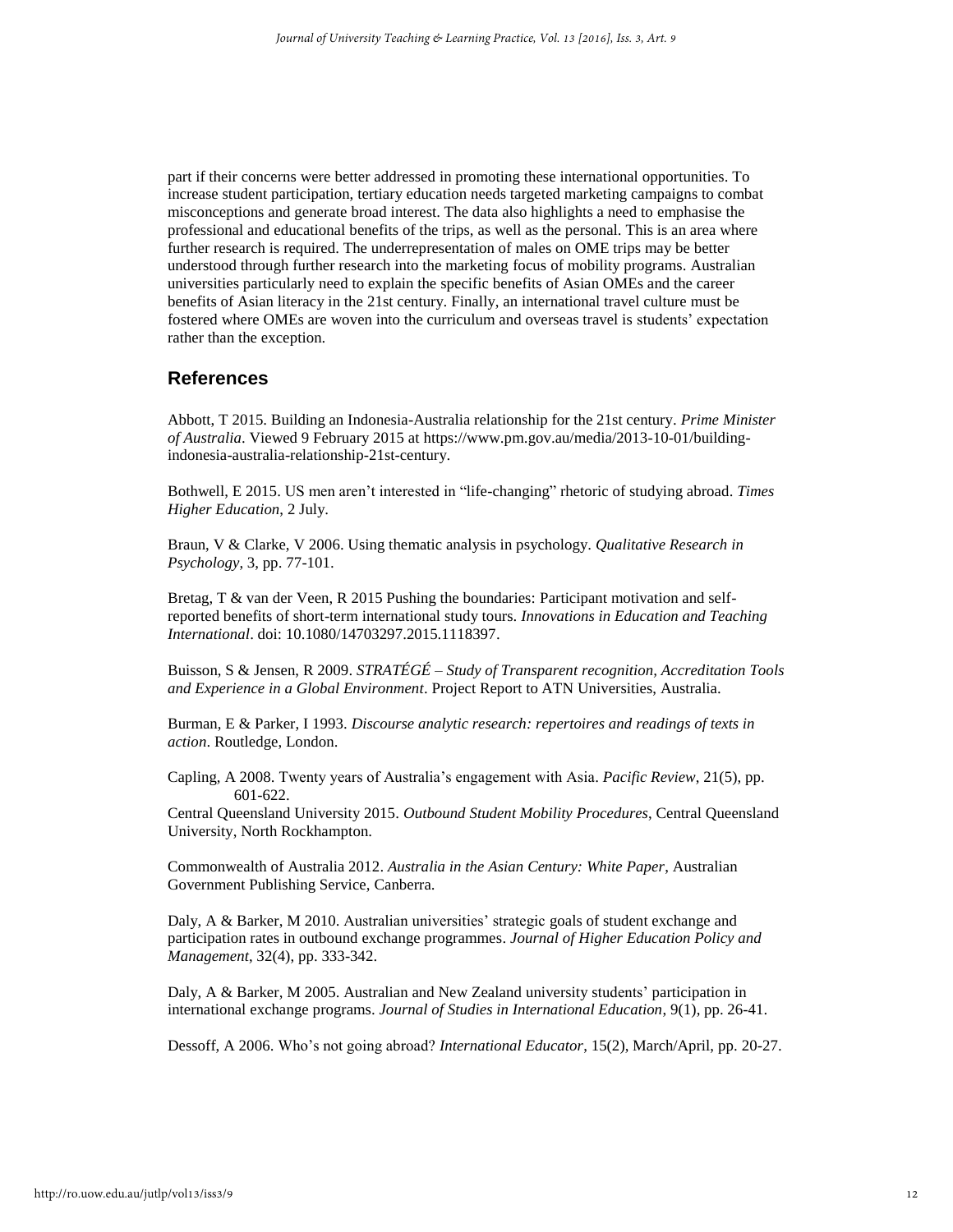part if their concerns were better addressed in promoting these international opportunities. To increase student participation, tertiary education needs targeted marketing campaigns to combat misconceptions and generate broad interest. The data also highlights a need to emphasise the professional and educational benefits of the trips, as well as the personal. This is an area where further research is required. The underrepresentation of males on OME trips may be better understood through further research into the marketing focus of mobility programs. Australian universities particularly need to explain the specific benefits of Asian OMEs and the career benefits of Asian literacy in the 21st century. Finally, an international travel culture must be fostered where OMEs are woven into the curriculum and overseas travel is students' expectation rather than the exception.

## References

Abbott, T 2015. Building an Indonesia-Australia relationship for the 21st century. *Prime Minister of Australia*. Viewed 9 February 2015 at https://www.pm.gov.au/media/2013-10-01/building-indonesia-australia-relationship-21st-century.

Bothwell, E 2015. US men aren't interested in "life-changing" rhetoric of studying abroad. *Times Higher Education*, 2 July.

Braun, V & Clarke, V 2006. Using thematic analysis in psychology. *Qualitative Research in Psychology*, 3, pp. 77-101.

Bretag, T & van der Veen, R 2015 Pushing the boundaries: Participant motivation and self-reported benefits of short-term international study tours. *Innovations in Education and Teaching International*. doi: 10.1080/14703297.2015.1118397.

Buisson, S & Jensen, R 2009. *STRATÉGÉ – Study of Transparent recognition, Accreditation Tools and Experience in a Global Environment*. Project Report to ATN Universities, Australia.

Burman, E & Parker, I 1993. *Discourse analytic research: repertoires and readings of texts in action*. Routledge, London.

Capling, A 2008. Twenty years of Australia's engagement with Asia. *Pacific Review*, 21(5), pp. 601-622.

Central Queensland University 2015. *Outbound Student Mobility Procedures*, Central Queensland University, North Rockhampton.

Commonwealth of Australia 2012. *Australia in the Asian Century: White Paper*, Australian Government Publishing Service, Canberra.

Daly, A & Barker, M 2010. Australian universities' strategic goals of student exchange and participation rates in outbound exchange programmes. *Journal of Higher Education Policy and Management*, 32(4), pp. 333-342.

Daly, A & Barker, M 2005. Australian and New Zealand university students' participation in international exchange programs. *Journal of Studies in International Education*, 9(1), pp. 26-41.

Dessoff, A 2006. Who's not going abroad? *International Educator*, 15(2), March/April, pp. 20-27.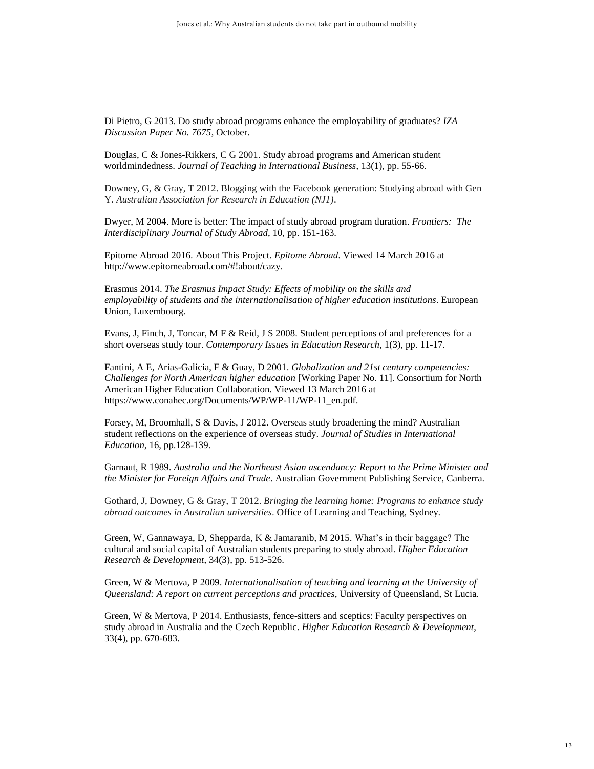Di Pietro, G 2013. Do study abroad programs enhance the employability of graduates? *IZA Discussion Paper No. 7675*, October.

Douglas, C & Jones-Rikkers, C G 2001. Study abroad programs and American student worldmindedness. *Journal of Teaching in International Business*, 13(1), pp. 55-66.

Downey, G, & Gray, T 2012. Blogging with the Facebook generation: Studying abroad with Gen Y. *Australian Association for Research in Education (NJ1)*.

Dwyer, M 2004. More is better: The impact of study abroad program duration. *Frontiers: The Interdisciplinary Journal of Study Abroad*, 10, pp. 151-163.

Epitome Abroad 2016. About This Project. *Epitome Abroad*. Viewed 14 March 2016 at http://www.epitomeabroad.com/#!about/cazy.

Erasmus 2014. *The Erasmus Impact Study: Effects of mobility on the skills and employability of students and the internationalisation of higher education institutions*. European Union, Luxembourg.

Evans, J, Finch, J, Toncar, M F & Reid, J S 2008. Student perceptions of and preferences for a short overseas study tour. *Contemporary Issues in Education Research*, 1(3), pp. 11-17.

Fantini, A E, Arias-Galicia, F & Guay, D 2001. *Globalization and 21st century competencies: Challenges for North American higher education* [Working Paper No. 11]. Consortium for North American Higher Education Collaboration. Viewed 13 March 2016 at https://www.conahec.org/Documents/WP/WP-11/WP-11_en.pdf.

Forsey, M, Broomhall, S & Davis, J 2012. Overseas study broadening the mind? Australian student reflections on the experience of overseas study. *Journal of Studies in International Education*, 16, pp.128-139.

Garnaut, R 1989. *Australia and the Northeast Asian ascendancy: Report to the Prime Minister and the Minister for Foreign Affairs and Trade*. Australian Government Publishing Service, Canberra.

Gothard, J, Downey, G & Gray, T 2012. *Bringing the learning home: Programs to enhance study abroad outcomes in Australian universities*. Office of Learning and Teaching, Sydney.

Green, W, Gannawaya, D, Shepparda, K & Jamaranib, M 2015. What's in their baggage? The cultural and social capital of Australian students preparing to study abroad. *Higher Education Research & Development*, 34(3), pp. 513-526.

Green, W & Mertova, P 2009. *Internationalisation of teaching and learning at the University of Queensland: A report on current perceptions and practices*, University of Queensland, St Lucia.

Green, W & Mertova, P 2014. Enthusiasts, fence-sitters and sceptics: Faculty perspectives on study abroad in Australia and the Czech Republic. *Higher Education Research & Development*, 33(4), pp. 670-683.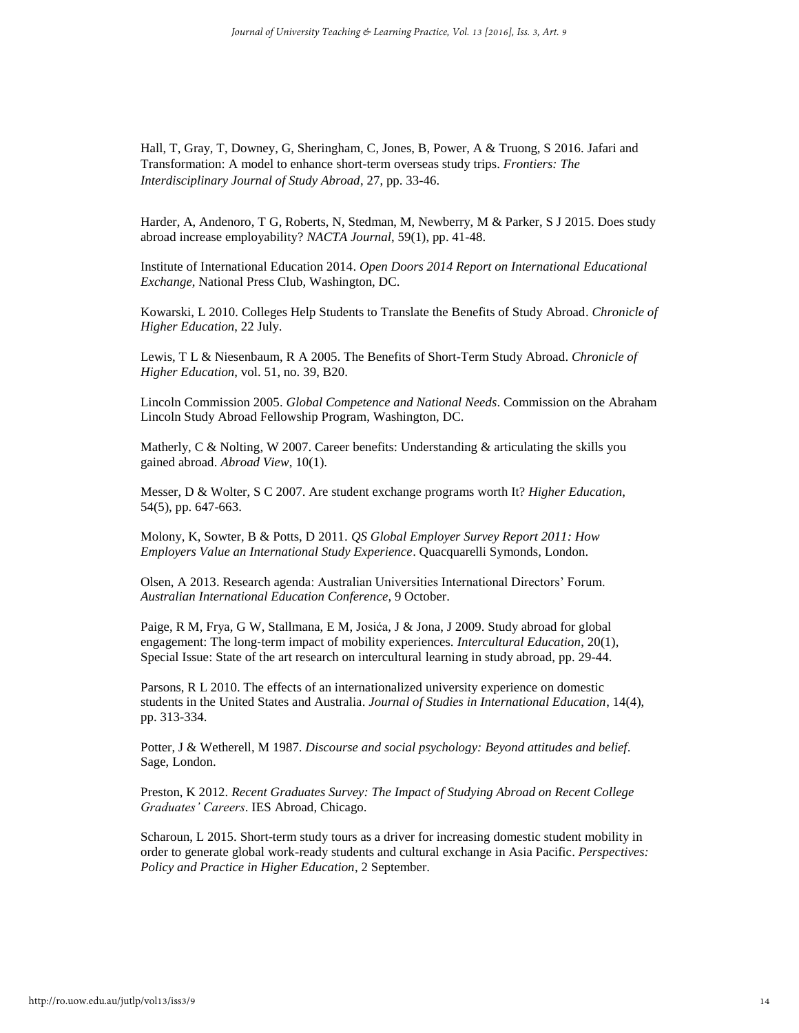Hall, T, Gray, T, Downey, G, Sheringham, C, Jones, B, Power, A & Truong, S 2016. Jafari and Transformation: A model to enhance short-term overseas study trips. *Frontiers: The Interdisciplinary Journal of Study Abroad*, 27, pp. 33-46.

Harder, A, Andenoro, T G, Roberts, N, Stedman, M, Newberry, M & Parker, S J 2015. Does study abroad increase employability? *NACTA Journal*, 59(1), pp. 41-48.

Institute of International Education 2014. *Open Doors 2014 Report on International Educational Exchange*, National Press Club, Washington, DC.

Kowarski, L 2010. Colleges Help Students to Translate the Benefits of Study Abroad. *Chronicle of Higher Education*, 22 July.

Lewis, T L & Niesenbaum, R A 2005. The Benefits of Short-Term Study Abroad. *Chronicle of Higher Education*, vol. 51, no. 39, B20.

Lincoln Commission 2005. *Global Competence and National Needs*. Commission on the Abraham Lincoln Study Abroad Fellowship Program, Washington, DC.

Matherly, C & Nolting, W 2007. Career benefits: Understanding & articulating the skills you gained abroad. *Abroad View*, 10(1).

Messer, D & Wolter, S C 2007. Are student exchange programs worth It? *Higher Education*, 54(5), pp. 647-663.

Molony, K, Sowter, B & Potts, D 2011. *QS Global Employer Survey Report 2011: How Employers Value an International Study Experience*. Quacquarelli Symonds, London.

Olsen, A 2013. Research agenda: Australian Universities International Directors' Forum. *Australian International Education Conference*, 9 October.

Paige, R M, Frya, G W, Stallmana, E M, Josića, J & Jona, J 2009. Study abroad for global engagement: The long-term impact of mobility experiences. *Intercultural Education*, 20(1), Special Issue: State of the art research on intercultural learning in study abroad, pp. 29-44.

Parsons, R L 2010. The effects of an internationalized university experience on domestic students in the United States and Australia. *Journal of Studies in International Education*, 14(4), pp. 313-334.

Potter, J & Wetherell, M 1987. *Discourse and social psychology: Beyond attitudes and belief*. Sage, London.

Preston, K 2012. *Recent Graduates Survey: The Impact of Studying Abroad on Recent College Graduates' Careers*. IES Abroad, Chicago.

Scharoun, L 2015. Short-term study tours as a driver for increasing domestic student mobility in order to generate global work-ready students and cultural exchange in Asia Pacific. *Perspectives: Policy and Practice in Higher Education*, 2 September.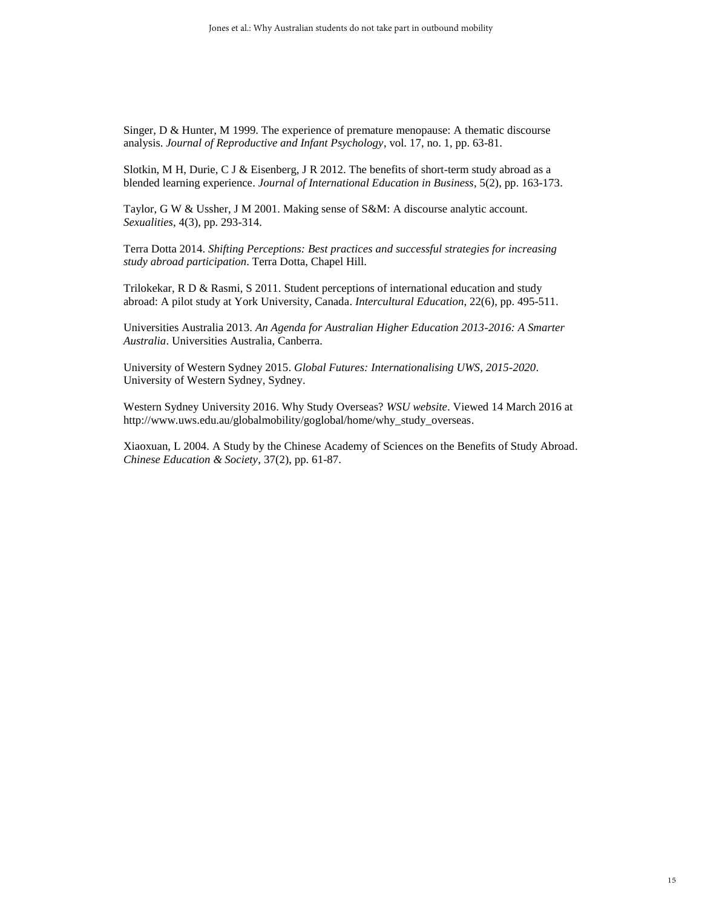Singer, D & Hunter, M 1999. The experience of premature menopause: A thematic discourse analysis. *Journal of Reproductive and Infant Psychology*, vol. 17, no. 1, pp. 63-81.

Slotkin, M H, Durie, C J & Eisenberg, J R 2012. The benefits of short-term study abroad as a blended learning experience. *Journal of International Education in Business*, 5(2), pp. 163-173.

Taylor, G W & Ussher, J M 2001. Making sense of S&M: A discourse analytic account. *Sexualities*, 4(3), pp. 293-314.

Terra Dotta 2014. *Shifting Perceptions: Best practices and successful strategies for increasing study abroad participation*. Terra Dotta, Chapel Hill.

Trilokekar, R D & Rasmi, S 2011. Student perceptions of international education and study abroad: A pilot study at York University, Canada. *Intercultural Education*, 22(6), pp. 495-511.

Universities Australia 2013. *An Agenda for Australian Higher Education 2013-2016: A Smarter Australia*. Universities Australia, Canberra.

University of Western Sydney 2015. *Global Futures: Internationalising UWS, 2015-2020*. University of Western Sydney, Sydney.

Western Sydney University 2016. Why Study Overseas? *WSU website*. Viewed 14 March 2016 at http://www.uws.edu.au/globalmobility/goglobal/home/why_study_overseas.

Xiaoxuan, L 2004. A Study by the Chinese Academy of Sciences on the Benefits of Study Abroad. *Chinese Education & Society*, 37(2), pp. 61-87.